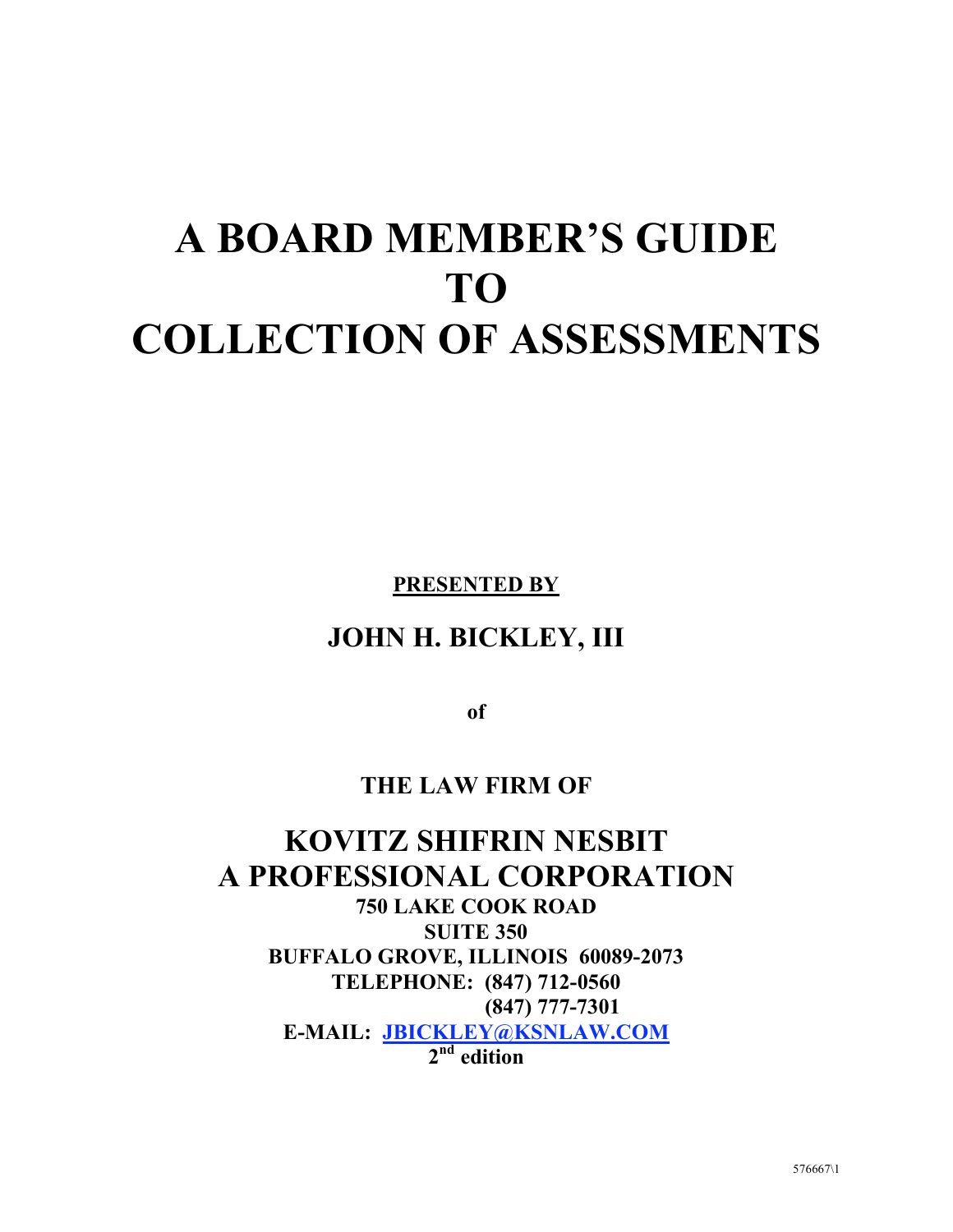# A BOARD MEMBER'S GUIDE TO COLLECTION OF ASSESSMENTS

**PRESENTED BY**

## JOHN H. BICKLEY, III

**of**

**THE LAW FIRM OF**

## KOVITZ SHIFRIN NESBIT A PROFESSIONAL CORPORATION

**750 LAKE COOK ROAD**
**SUITE 350**
**BUFFALO GROVE, ILLINOIS 60089-2073**
**TELEPHONE: (847) 712-0560**
**(847) 777-7301**
**E-MAIL: JBICKLEY@KSNLAW.COM**
**2nd edition**

576667\1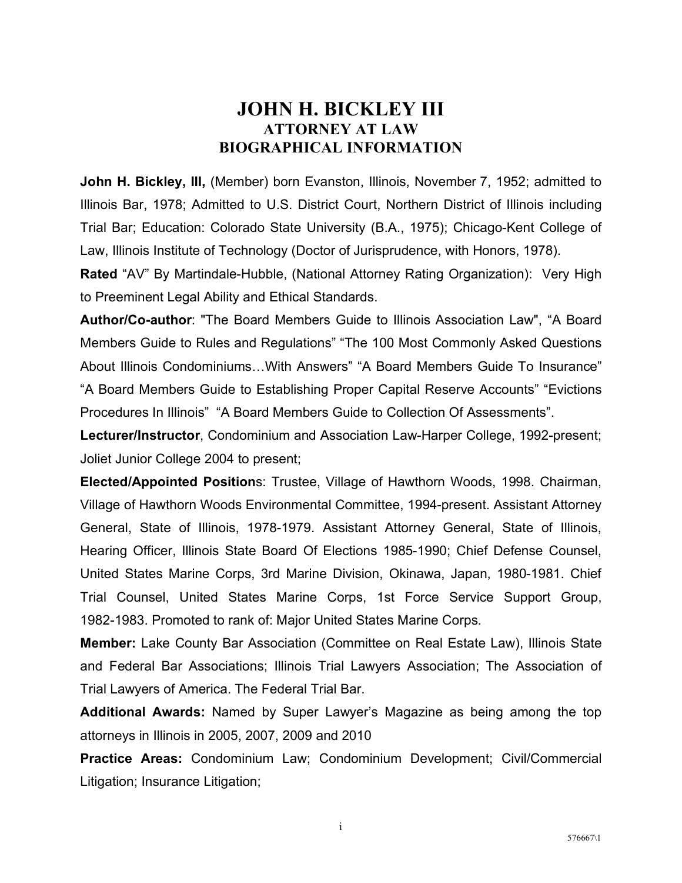# JOHN H. BICKLEY III
## ATTORNEY AT LAW
## BIOGRAPHICAL INFORMATION

**John H. Bickley, III,** (Member) born Evanston, Illinois, November 7, 1952; admitted to Illinois Bar, 1978; Admitted to U.S. District Court, Northern District of Illinois including Trial Bar; Education: Colorado State University (B.A., 1975); Chicago-Kent College of Law, Illinois Institute of Technology (Doctor of Jurisprudence, with Honors, 1978).

**Rated** "AV" By Martindale-Hubble, (National Attorney Rating Organization): Very High to Preeminent Legal Ability and Ethical Standards.

**Author/Co-author**: "The Board Members Guide to Illinois Association Law", "A Board Members Guide to Rules and Regulations" "The 100 Most Commonly Asked Questions About Illinois Condominiums…With Answers" "A Board Members Guide To Insurance" "A Board Members Guide to Establishing Proper Capital Reserve Accounts" "Evictions Procedures In Illinois" "A Board Members Guide to Collection Of Assessments".

**Lecturer/Instructor**, Condominium and Association Law-Harper College, 1992-present; Joliet Junior College 2004 to present;

**Elected/Appointed Positions**: Trustee, Village of Hawthorn Woods, 1998. Chairman, Village of Hawthorn Woods Environmental Committee, 1994-present. Assistant Attorney General, State of Illinois, 1978-1979. Assistant Attorney General, State of Illinois, Hearing Officer, Illinois State Board Of Elections 1985-1990; Chief Defense Counsel, United States Marine Corps, 3rd Marine Division, Okinawa, Japan, 1980-1981. Chief Trial Counsel, United States Marine Corps, 1st Force Service Support Group, 1982-1983. Promoted to rank of: Major United States Marine Corps.

**Member:** Lake County Bar Association (Committee on Real Estate Law), Illinois State and Federal Bar Associations; Illinois Trial Lawyers Association; The Association of Trial Lawyers of America. The Federal Trial Bar.

**Additional Awards:** Named by Super Lawyer's Magazine as being among the top attorneys in Illinois in 2005, 2007, 2009 and 2010

**Practice Areas:** Condominium Law; Condominium Development; Civil/Commercial Litigation; Insurance Litigation;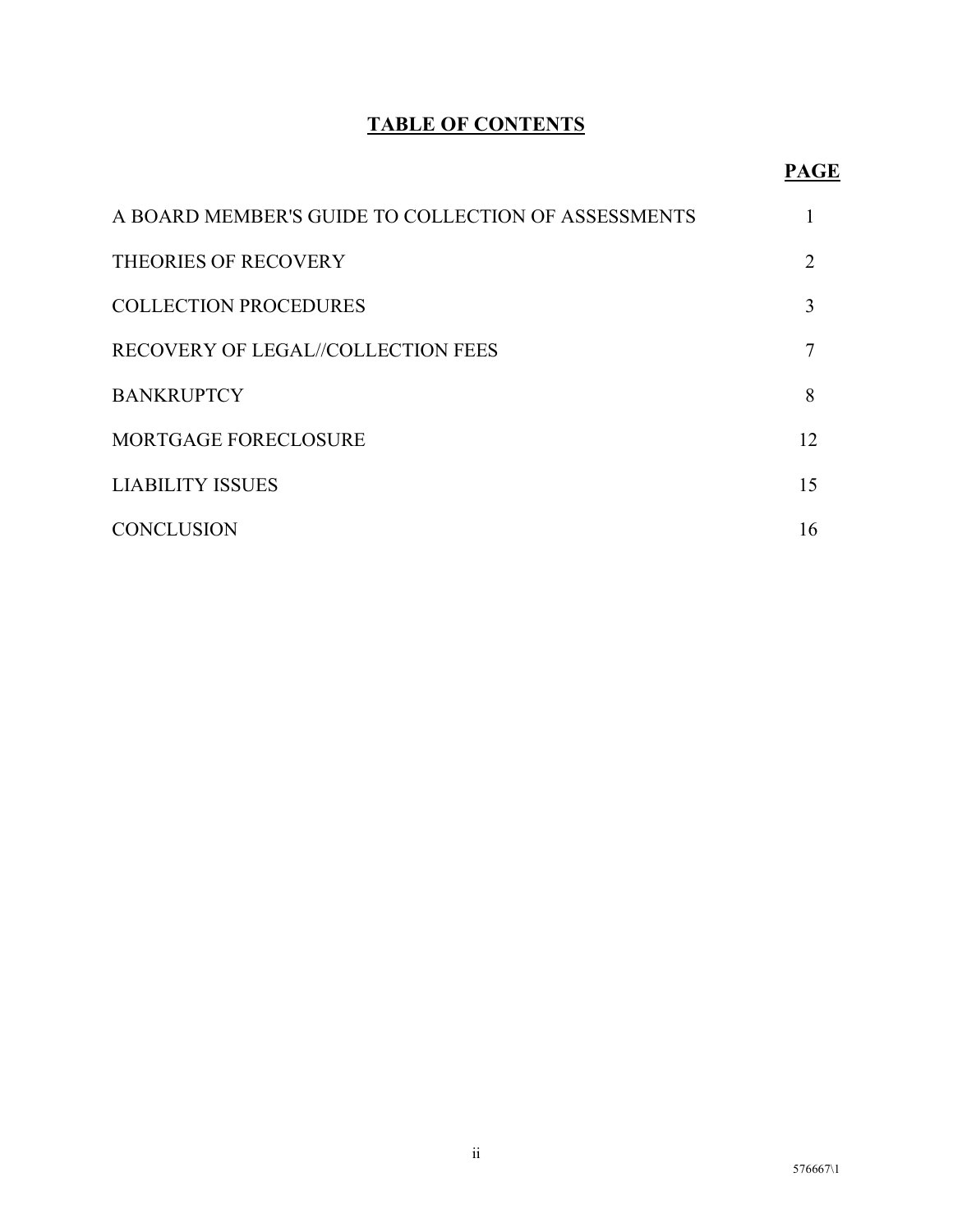## TABLE OF CONTENTS

| | PAGE |
|---|---|
| A BOARD MEMBER'S GUIDE TO COLLECTION OF ASSESSMENTS | 1 |
| THEORIES OF RECOVERY | 2 |
| COLLECTION PROCEDURES | 3 |
| RECOVERY OF LEGAL//COLLECTION FEES | 7 |
| BANKRUPTCY | 8 |
| MORTGAGE FORECLOSURE | 12 |
| LIABILITY ISSUES | 15 |
| CONCLUSION | 16 |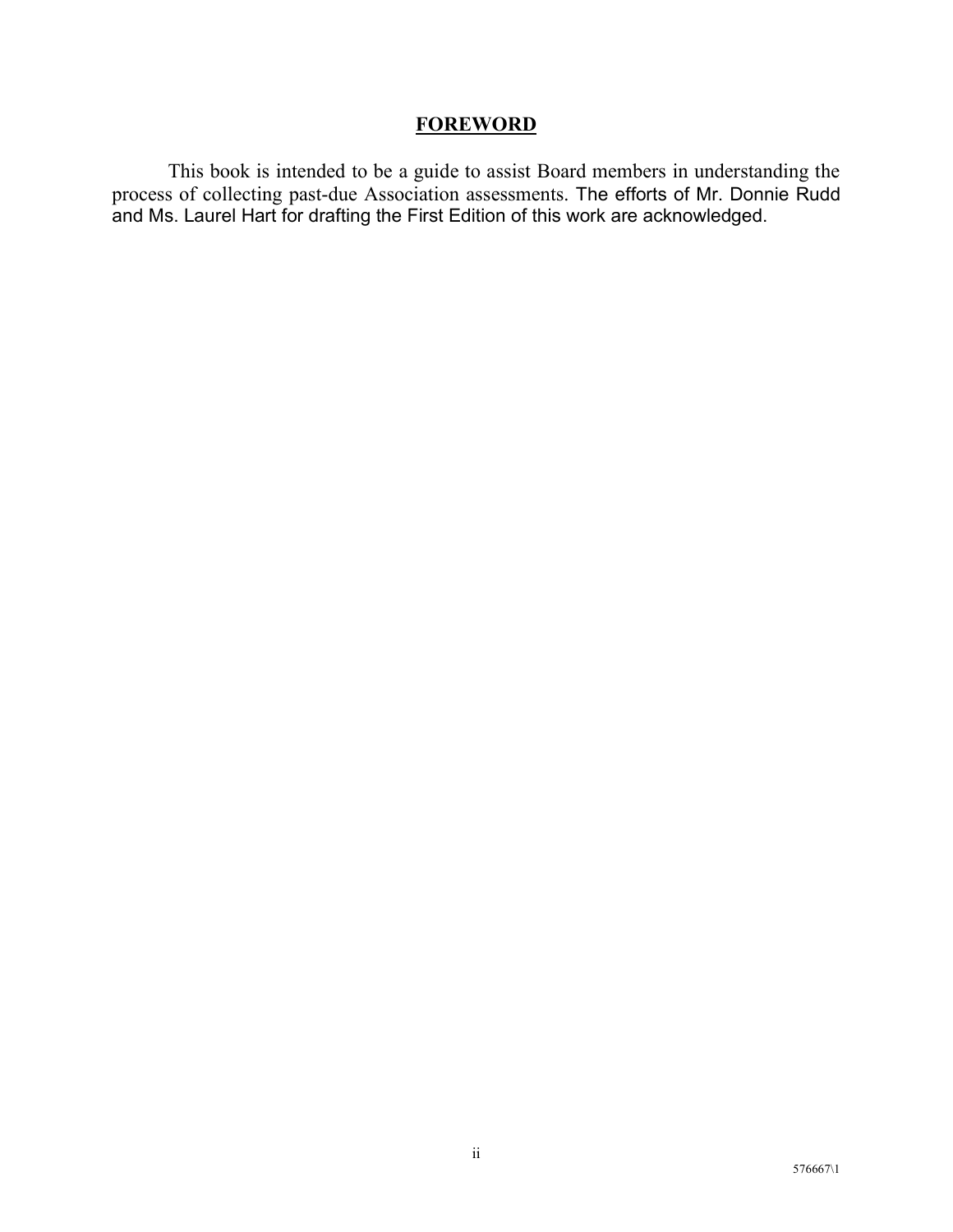# FOREWORD

This book is intended to be a guide to assist Board members in understanding the process of collecting past-due Association assessments. The efforts of Mr. Donnie Rudd and Ms. Laurel Hart for drafting the First Edition of this work are acknowledged.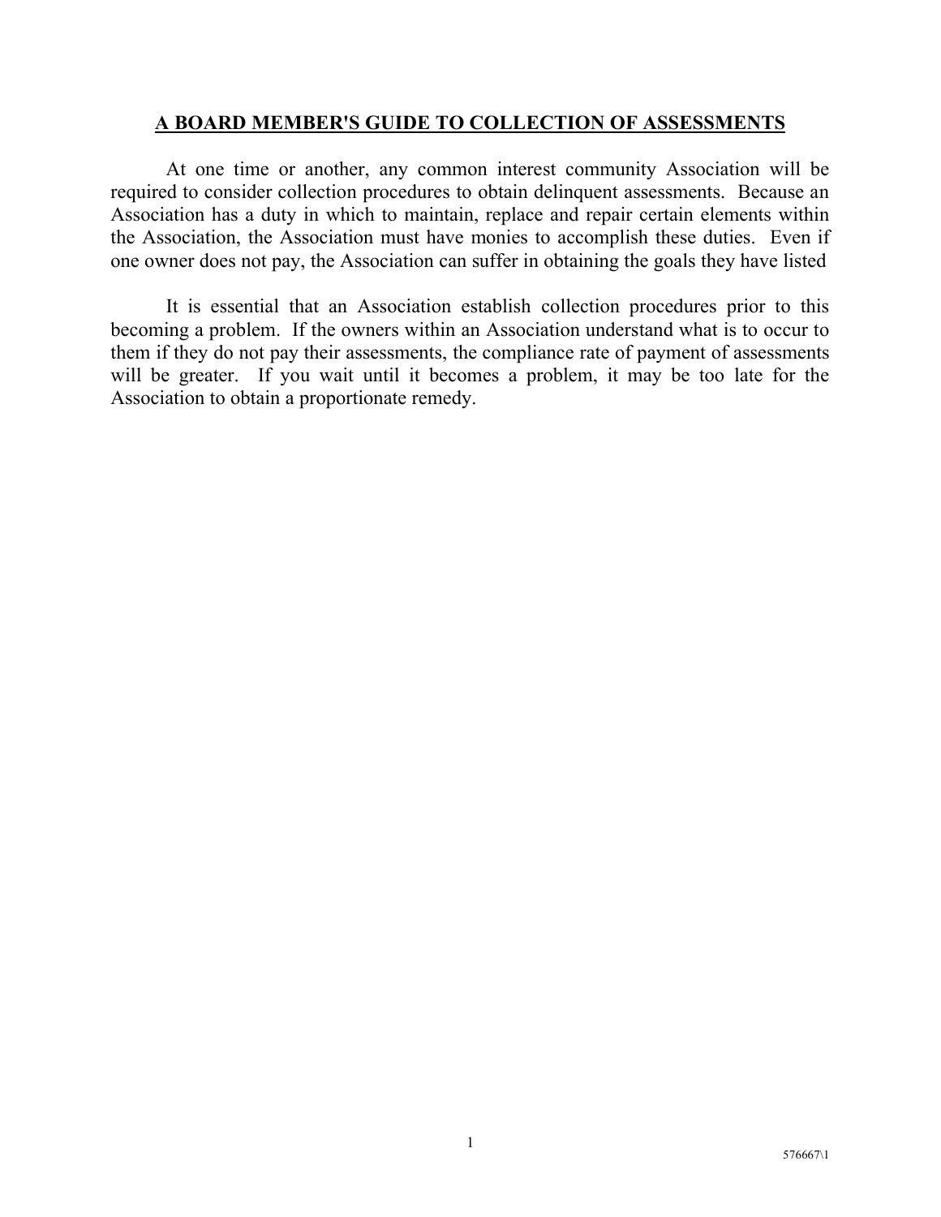# A BOARD MEMBER'S GUIDE TO COLLECTION OF ASSESSMENTS

At one time or another, any common interest community Association will be required to consider collection procedures to obtain delinquent assessments. Because an Association has a duty in which to maintain, replace and repair certain elements within the Association, the Association must have monies to accomplish these duties. Even if one owner does not pay, the Association can suffer in obtaining the goals they have listed

It is essential that an Association establish collection procedures prior to this becoming a problem. If the owners within an Association understand what is to occur to them if they do not pay their assessments, the compliance rate of payment of assessments will be greater. If you wait until it becomes a problem, it may be too late for the Association to obtain a proportionate remedy.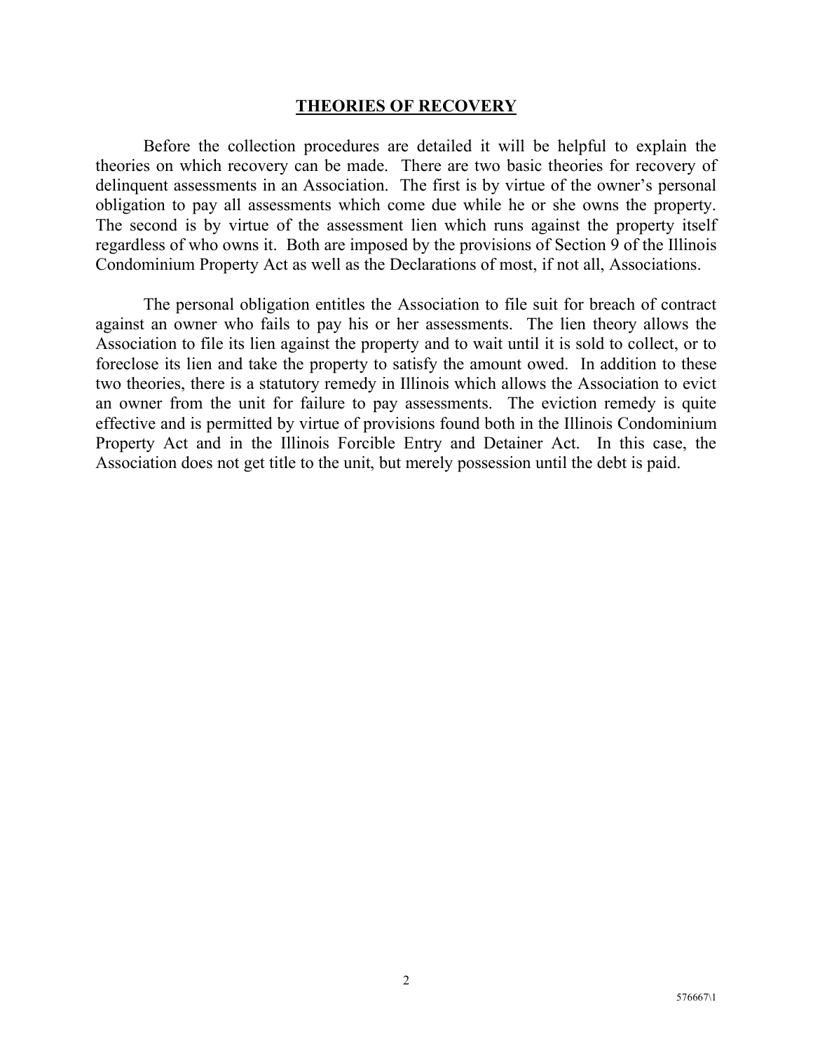## THEORIES OF RECOVERY

Before the collection procedures are detailed it will be helpful to explain the theories on which recovery can be made. There are two basic theories for recovery of delinquent assessments in an Association. The first is by virtue of the owner's personal obligation to pay all assessments which come due while he or she owns the property. The second is by virtue of the assessment lien which runs against the property itself regardless of who owns it. Both are imposed by the provisions of Section 9 of the Illinois Condominium Property Act as well as the Declarations of most, if not all, Associations.

The personal obligation entitles the Association to file suit for breach of contract against an owner who fails to pay his or her assessments. The lien theory allows the Association to file its lien against the property and to wait until it is sold to collect, or to foreclose its lien and take the property to satisfy the amount owed. In addition to these two theories, there is a statutory remedy in Illinois which allows the Association to evict an owner from the unit for failure to pay assessments. The eviction remedy is quite effective and is permitted by virtue of provisions found both in the Illinois Condominium Property Act and in the Illinois Forcible Entry and Detainer Act. In this case, the Association does not get title to the unit, but merely possession until the debt is paid.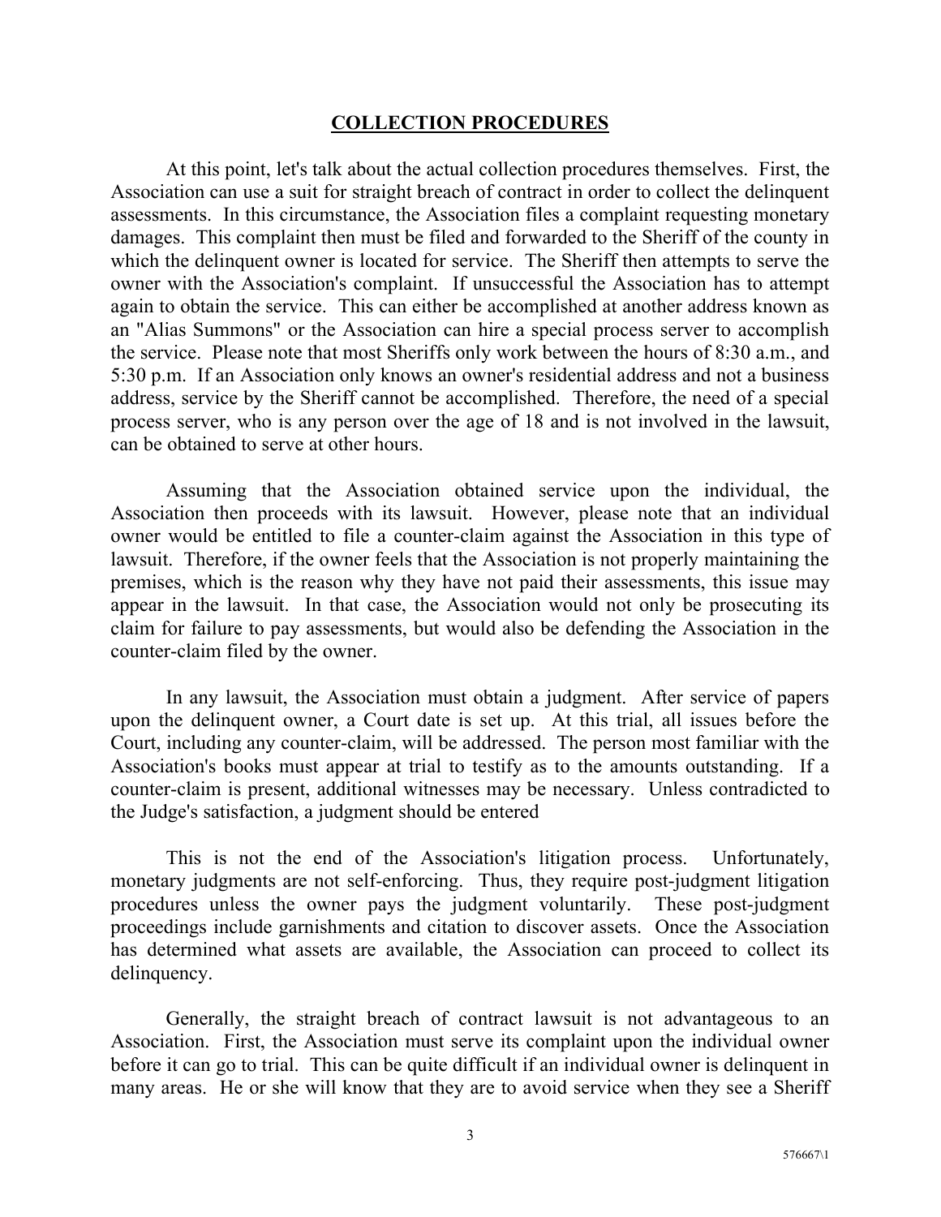## COLLECTION PROCEDURES

At this point, let's talk about the actual collection procedures themselves. First, the Association can use a suit for straight breach of contract in order to collect the delinquent assessments. In this circumstance, the Association files a complaint requesting monetary damages. This complaint then must be filed and forwarded to the Sheriff of the county in which the delinquent owner is located for service. The Sheriff then attempts to serve the owner with the Association's complaint. If unsuccessful the Association has to attempt again to obtain the service. This can either be accomplished at another address known as an "Alias Summons" or the Association can hire a special process server to accomplish the service. Please note that most Sheriffs only work between the hours of 8:30 a.m., and 5:30 p.m. If an Association only knows an owner's residential address and not a business address, service by the Sheriff cannot be accomplished. Therefore, the need of a special process server, who is any person over the age of 18 and is not involved in the lawsuit, can be obtained to serve at other hours.

Assuming that the Association obtained service upon the individual, the Association then proceeds with its lawsuit. However, please note that an individual owner would be entitled to file a counter-claim against the Association in this type of lawsuit. Therefore, if the owner feels that the Association is not properly maintaining the premises, which is the reason why they have not paid their assessments, this issue may appear in the lawsuit. In that case, the Association would not only be prosecuting its claim for failure to pay assessments, but would also be defending the Association in the counter-claim filed by the owner.

In any lawsuit, the Association must obtain a judgment. After service of papers upon the delinquent owner, a Court date is set up. At this trial, all issues before the Court, including any counter-claim, will be addressed. The person most familiar with the Association's books must appear at trial to testify as to the amounts outstanding. If a counter-claim is present, additional witnesses may be necessary. Unless contradicted to the Judge's satisfaction, a judgment should be entered

This is not the end of the Association's litigation process. Unfortunately, monetary judgments are not self-enforcing. Thus, they require post-judgment litigation procedures unless the owner pays the judgment voluntarily. These post-judgment proceedings include garnishments and citation to discover assets. Once the Association has determined what assets are available, the Association can proceed to collect its delinquency.

Generally, the straight breach of contract lawsuit is not advantageous to an Association. First, the Association must serve its complaint upon the individual owner before it can go to trial. This can be quite difficult if an individual owner is delinquent in many areas. He or she will know that they are to avoid service when they see a Sheriff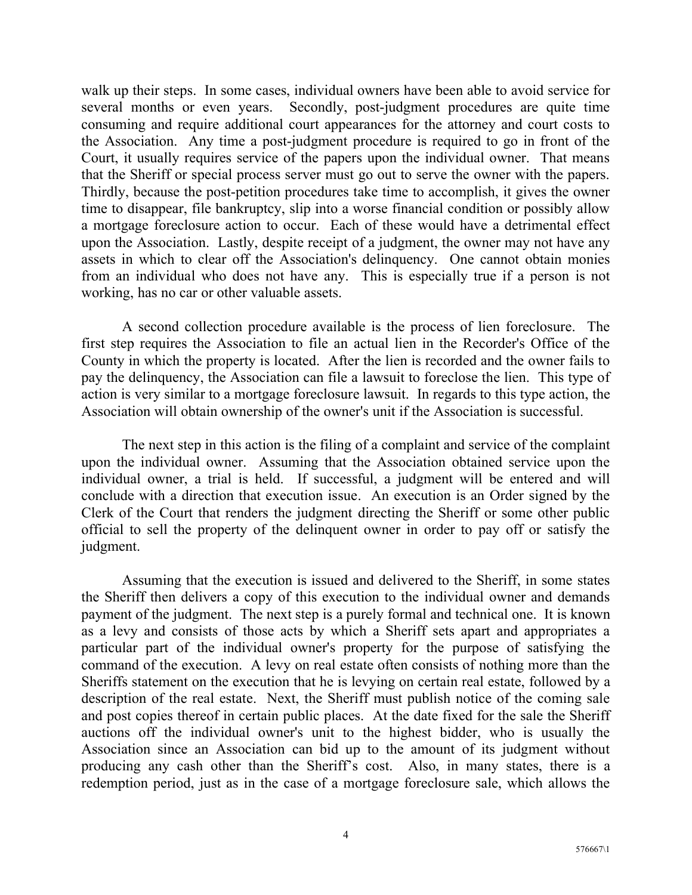walk up their steps. In some cases, individual owners have been able to avoid service for several months or even years. Secondly, post-judgment procedures are quite time consuming and require additional court appearances for the attorney and court costs to the Association. Any time a post-judgment procedure is required to go in front of the Court, it usually requires service of the papers upon the individual owner. That means that the Sheriff or special process server must go out to serve the owner with the papers. Thirdly, because the post-petition procedures take time to accomplish, it gives the owner time to disappear, file bankruptcy, slip into a worse financial condition or possibly allow a mortgage foreclosure action to occur. Each of these would have a detrimental effect upon the Association. Lastly, despite receipt of a judgment, the owner may not have any assets in which to clear off the Association's delinquency. One cannot obtain monies from an individual who does not have any. This is especially true if a person is not working, has no car or other valuable assets.

A second collection procedure available is the process of lien foreclosure. The first step requires the Association to file an actual lien in the Recorder's Office of the County in which the property is located. After the lien is recorded and the owner fails to pay the delinquency, the Association can file a lawsuit to foreclose the lien. This type of action is very similar to a mortgage foreclosure lawsuit. In regards to this type action, the Association will obtain ownership of the owner's unit if the Association is successful.

The next step in this action is the filing of a complaint and service of the complaint upon the individual owner. Assuming that the Association obtained service upon the individual owner, a trial is held. If successful, a judgment will be entered and will conclude with a direction that execution issue. An execution is an Order signed by the Clerk of the Court that renders the judgment directing the Sheriff or some other public official to sell the property of the delinquent owner in order to pay off or satisfy the judgment.

Assuming that the execution is issued and delivered to the Sheriff, in some states the Sheriff then delivers a copy of this execution to the individual owner and demands payment of the judgment. The next step is a purely formal and technical one. It is known as a levy and consists of those acts by which a Sheriff sets apart and appropriates a particular part of the individual owner's property for the purpose of satisfying the command of the execution. A levy on real estate often consists of nothing more than the Sheriffs statement on the execution that he is levying on certain real estate, followed by a description of the real estate. Next, the Sheriff must publish notice of the coming sale and post copies thereof in certain public places. At the date fixed for the sale the Sheriff auctions off the individual owner's unit to the highest bidder, who is usually the Association since an Association can bid up to the amount of its judgment without producing any cash other than the Sheriff's cost. Also, in many states, there is a redemption period, just as in the case of a mortgage foreclosure sale, which allows the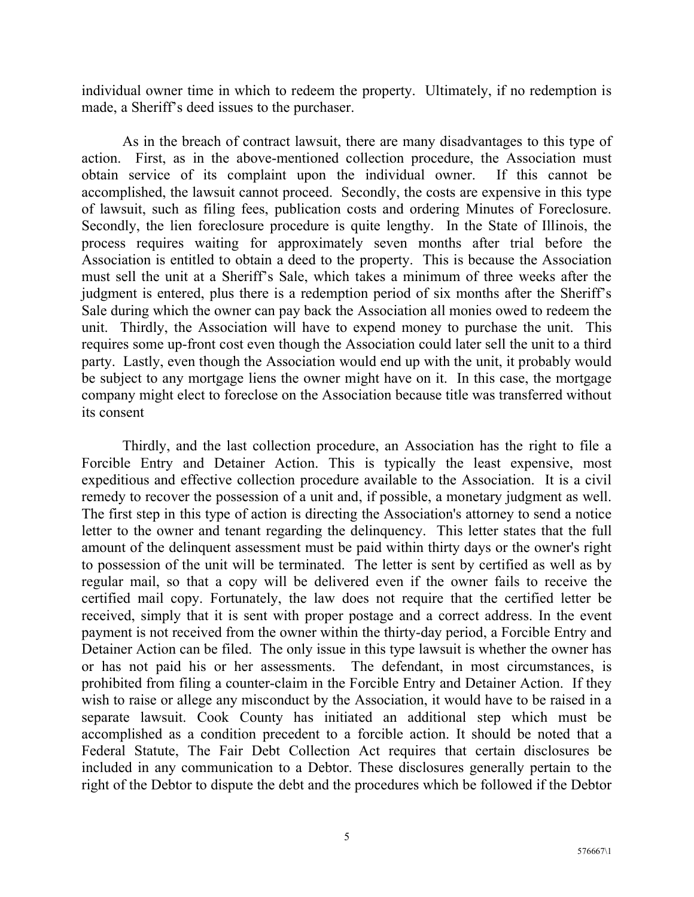individual owner time in which to redeem the property. Ultimately, if no redemption is made, a Sheriff's deed issues to the purchaser.

As in the breach of contract lawsuit, there are many disadvantages to this type of action. First, as in the above-mentioned collection procedure, the Association must obtain service of its complaint upon the individual owner. If this cannot be accomplished, the lawsuit cannot proceed. Secondly, the costs are expensive in this type of lawsuit, such as filing fees, publication costs and ordering Minutes of Foreclosure. Secondly, the lien foreclosure procedure is quite lengthy. In the State of Illinois, the process requires waiting for approximately seven months after trial before the Association is entitled to obtain a deed to the property. This is because the Association must sell the unit at a Sheriff's Sale, which takes a minimum of three weeks after the judgment is entered, plus there is a redemption period of six months after the Sheriff's Sale during which the owner can pay back the Association all monies owed to redeem the unit. Thirdly, the Association will have to expend money to purchase the unit. This requires some up-front cost even though the Association could later sell the unit to a third party. Lastly, even though the Association would end up with the unit, it probably would be subject to any mortgage liens the owner might have on it. In this case, the mortgage company might elect to foreclose on the Association because title was transferred without its consent

Thirdly, and the last collection procedure, an Association has the right to file a Forcible Entry and Detainer Action. This is typically the least expensive, most expeditious and effective collection procedure available to the Association. It is a civil remedy to recover the possession of a unit and, if possible, a monetary judgment as well. The first step in this type of action is directing the Association's attorney to send a notice letter to the owner and tenant regarding the delinquency. This letter states that the full amount of the delinquent assessment must be paid within thirty days or the owner's right to possession of the unit will be terminated. The letter is sent by certified as well as by regular mail, so that a copy will be delivered even if the owner fails to receive the certified mail copy. Fortunately, the law does not require that the certified letter be received, simply that it is sent with proper postage and a correct address. In the event payment is not received from the owner within the thirty-day period, a Forcible Entry and Detainer Action can be filed. The only issue in this type lawsuit is whether the owner has or has not paid his or her assessments. The defendant, in most circumstances, is prohibited from filing a counter-claim in the Forcible Entry and Detainer Action. If they wish to raise or allege any misconduct by the Association, it would have to be raised in a separate lawsuit. Cook County has initiated an additional step which must be accomplished as a condition precedent to a forcible action. It should be noted that a Federal Statute, The Fair Debt Collection Act requires that certain disclosures be included in any communication to a Debtor. These disclosures generally pertain to the right of the Debtor to dispute the debt and the procedures which be followed if the Debtor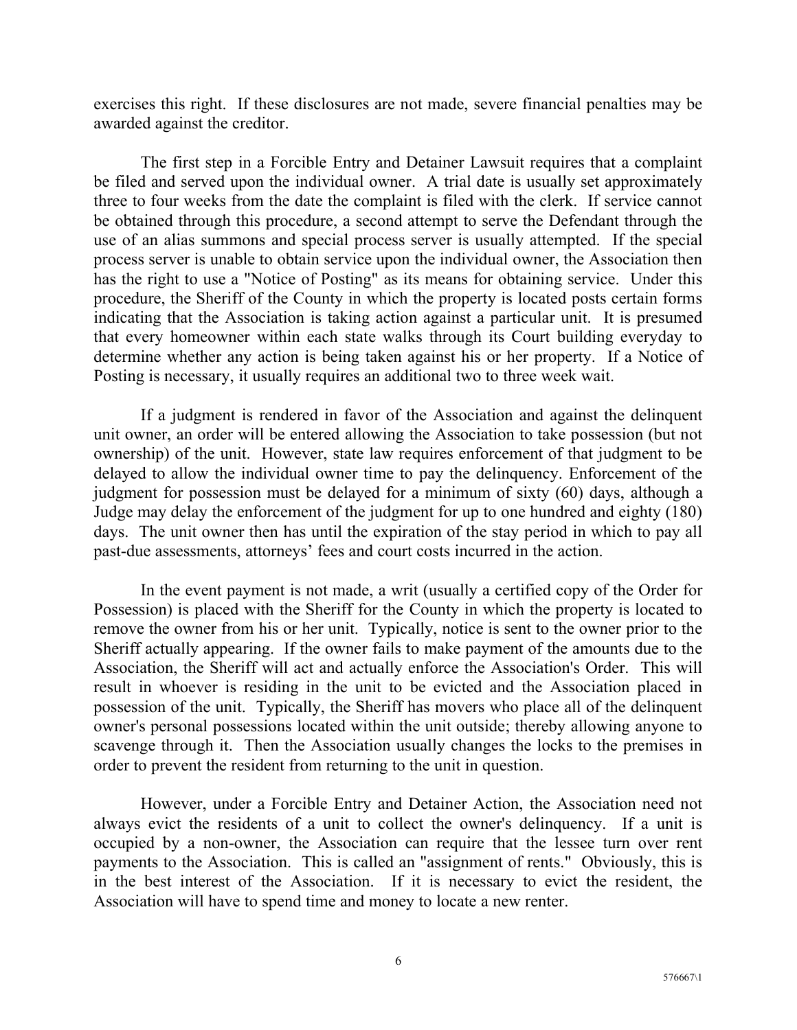exercises this right. If these disclosures are not made, severe financial penalties may be awarded against the creditor.

The first step in a Forcible Entry and Detainer Lawsuit requires that a complaint be filed and served upon the individual owner. A trial date is usually set approximately three to four weeks from the date the complaint is filed with the clerk. If service cannot be obtained through this procedure, a second attempt to serve the Defendant through the use of an alias summons and special process server is usually attempted. If the special process server is unable to obtain service upon the individual owner, the Association then has the right to use a "Notice of Posting" as its means for obtaining service. Under this procedure, the Sheriff of the County in which the property is located posts certain forms indicating that the Association is taking action against a particular unit. It is presumed that every homeowner within each state walks through its Court building everyday to determine whether any action is being taken against his or her property. If a Notice of Posting is necessary, it usually requires an additional two to three week wait.

If a judgment is rendered in favor of the Association and against the delinquent unit owner, an order will be entered allowing the Association to take possession (but not ownership) of the unit. However, state law requires enforcement of that judgment to be delayed to allow the individual owner time to pay the delinquency. Enforcement of the judgment for possession must be delayed for a minimum of sixty (60) days, although a Judge may delay the enforcement of the judgment for up to one hundred and eighty (180) days. The unit owner then has until the expiration of the stay period in which to pay all past-due assessments, attorneys' fees and court costs incurred in the action.

In the event payment is not made, a writ (usually a certified copy of the Order for Possession) is placed with the Sheriff for the County in which the property is located to remove the owner from his or her unit. Typically, notice is sent to the owner prior to the Sheriff actually appearing. If the owner fails to make payment of the amounts due to the Association, the Sheriff will act and actually enforce the Association's Order. This will result in whoever is residing in the unit to be evicted and the Association placed in possession of the unit. Typically, the Sheriff has movers who place all of the delinquent owner's personal possessions located within the unit outside; thereby allowing anyone to scavenge through it. Then the Association usually changes the locks to the premises in order to prevent the resident from returning to the unit in question.

However, under a Forcible Entry and Detainer Action, the Association need not always evict the residents of a unit to collect the owner's delinquency. If a unit is occupied by a non-owner, the Association can require that the lessee turn over rent payments to the Association. This is called an "assignment of rents." Obviously, this is in the best interest of the Association. If it is necessary to evict the resident, the Association will have to spend time and money to locate a new renter.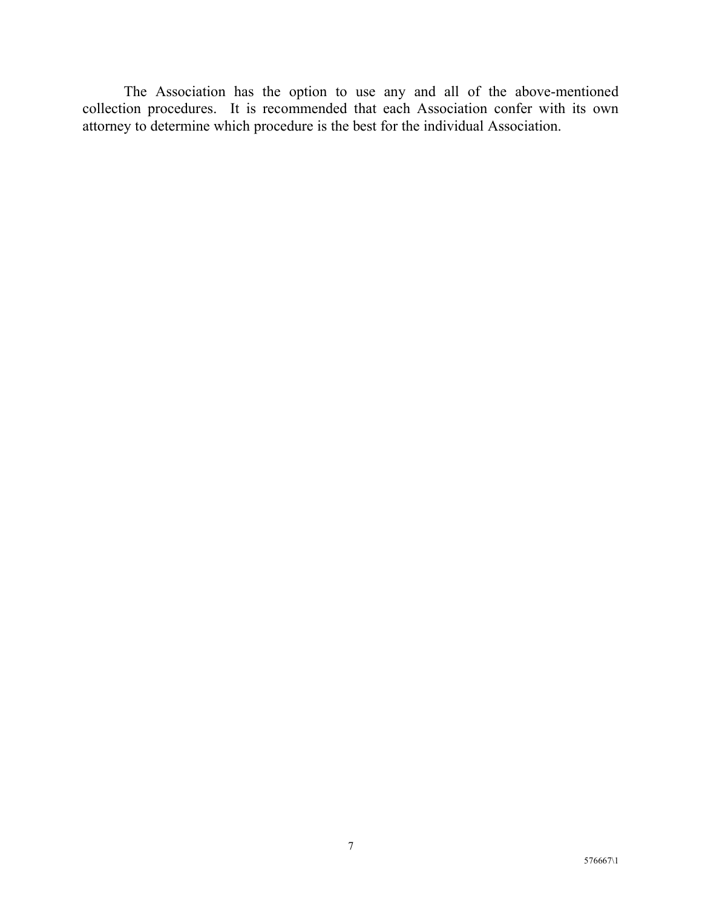The Association has the option to use any and all of the above-mentioned collection procedures. It is recommended that each Association confer with its own attorney to determine which procedure is the best for the individual Association.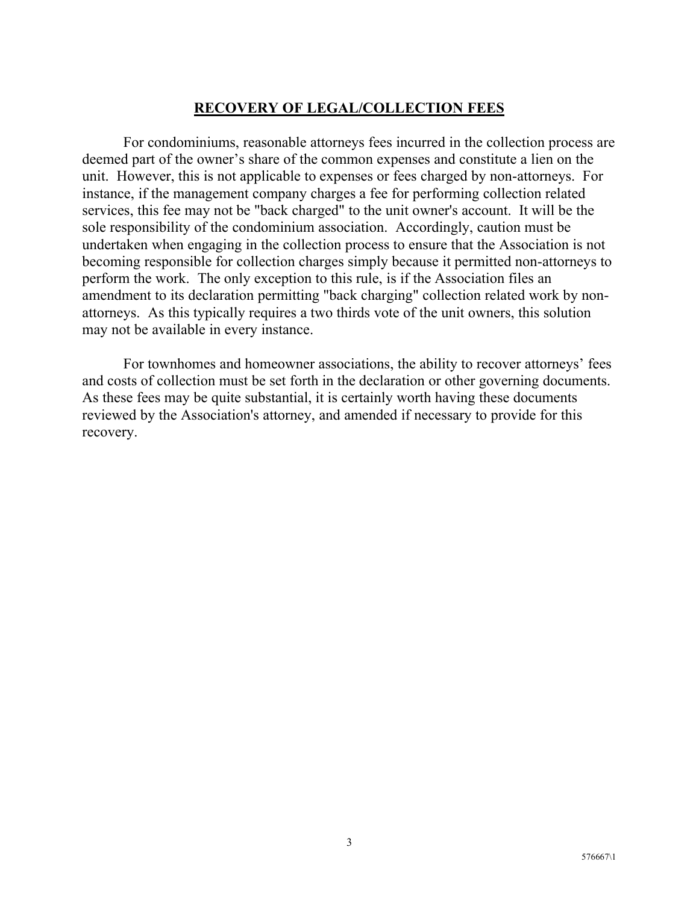## RECOVERY OF LEGAL/COLLECTION FEES

For condominiums, reasonable attorneys fees incurred in the collection process are deemed part of the owner's share of the common expenses and constitute a lien on the unit. However, this is not applicable to expenses or fees charged by non-attorneys. For instance, if the management company charges a fee for performing collection related services, this fee may not be "back charged" to the unit owner's account. It will be the sole responsibility of the condominium association. Accordingly, caution must be undertaken when engaging in the collection process to ensure that the Association is not becoming responsible for collection charges simply because it permitted non-attorneys to perform the work. The only exception to this rule, is if the Association files an amendment to its declaration permitting "back charging" collection related work by non-attorneys. As this typically requires a two thirds vote of the unit owners, this solution may not be available in every instance.

For townhomes and homeowner associations, the ability to recover attorneys' fees and costs of collection must be set forth in the declaration or other governing documents. As these fees may be quite substantial, it is certainly worth having these documents reviewed by the Association's attorney, and amended if necessary to provide for this recovery.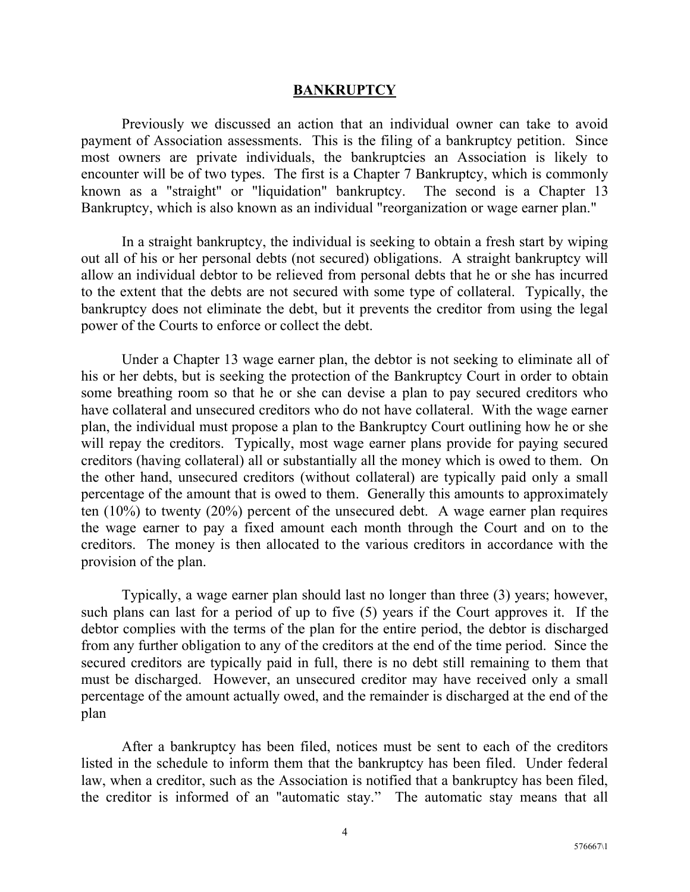## BANKRUPTCY

Previously we discussed an action that an individual owner can take to avoid payment of Association assessments. This is the filing of a bankruptcy petition. Since most owners are private individuals, the bankruptcies an Association is likely to encounter will be of two types. The first is a Chapter 7 Bankruptcy, which is commonly known as a "straight" or "liquidation" bankruptcy. The second is a Chapter 13 Bankruptcy, which is also known as an individual "reorganization or wage earner plan."

In a straight bankruptcy, the individual is seeking to obtain a fresh start by wiping out all of his or her personal debts (not secured) obligations. A straight bankruptcy will allow an individual debtor to be relieved from personal debts that he or she has incurred to the extent that the debts are not secured with some type of collateral. Typically, the bankruptcy does not eliminate the debt, but it prevents the creditor from using the legal power of the Courts to enforce or collect the debt.

Under a Chapter 13 wage earner plan, the debtor is not seeking to eliminate all of his or her debts, but is seeking the protection of the Bankruptcy Court in order to obtain some breathing room so that he or she can devise a plan to pay secured creditors who have collateral and unsecured creditors who do not have collateral. With the wage earner plan, the individual must propose a plan to the Bankruptcy Court outlining how he or she will repay the creditors. Typically, most wage earner plans provide for paying secured creditors (having collateral) all or substantially all the money which is owed to them. On the other hand, unsecured creditors (without collateral) are typically paid only a small percentage of the amount that is owed to them. Generally this amounts to approximately ten (10%) to twenty (20%) percent of the unsecured debt. A wage earner plan requires the wage earner to pay a fixed amount each month through the Court and on to the creditors. The money is then allocated to the various creditors in accordance with the provision of the plan.

Typically, a wage earner plan should last no longer than three (3) years; however, such plans can last for a period of up to five (5) years if the Court approves it. If the debtor complies with the terms of the plan for the entire period, the debtor is discharged from any further obligation to any of the creditors at the end of the time period. Since the secured creditors are typically paid in full, there is no debt still remaining to them that must be discharged. However, an unsecured creditor may have received only a small percentage of the amount actually owed, and the remainder is discharged at the end of the plan

After a bankruptcy has been filed, notices must be sent to each of the creditors listed in the schedule to inform them that the bankruptcy has been filed. Under federal law, when a creditor, such as the Association is notified that a bankruptcy has been filed, the creditor is informed of an "automatic stay." The automatic stay means that all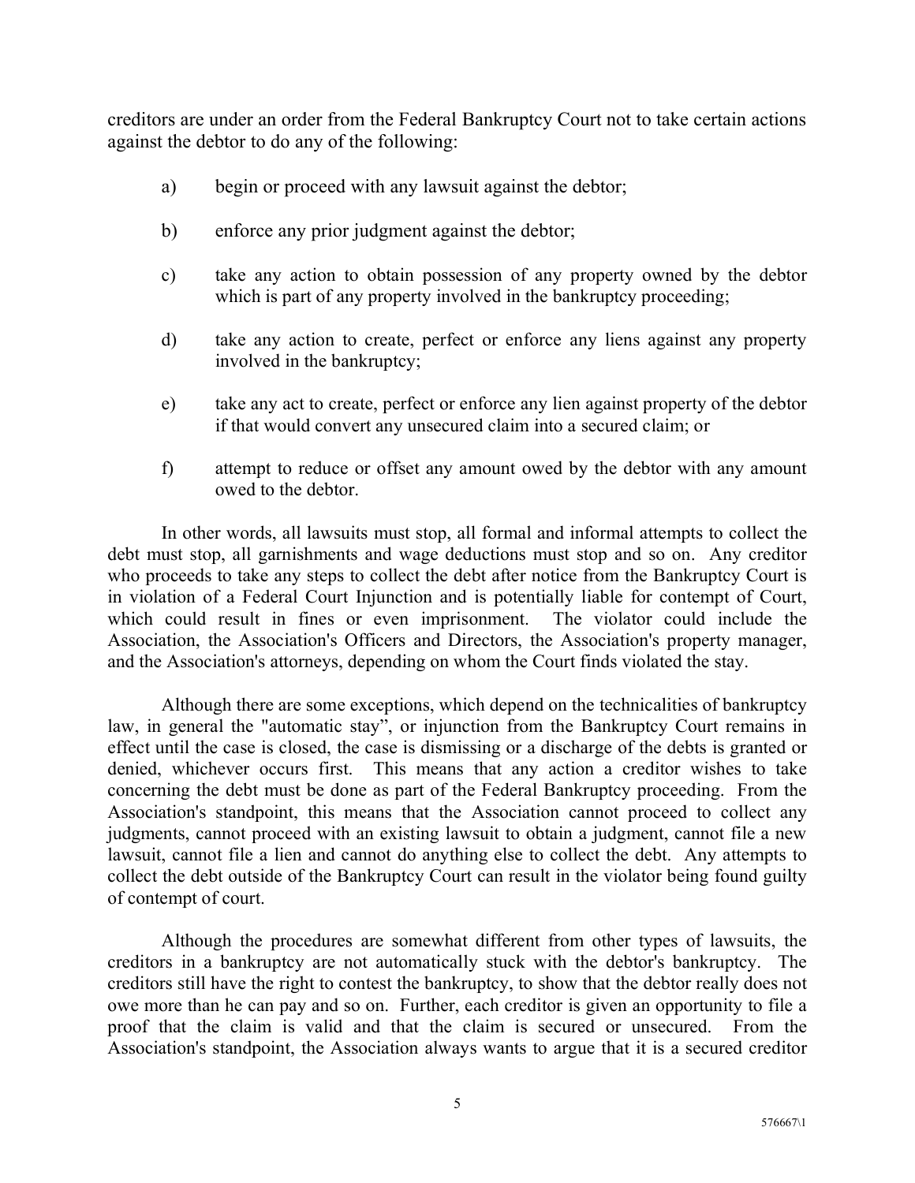creditors are under an order from the Federal Bankruptcy Court not to take certain actions against the debtor to do any of the following:

a) begin or proceed with any lawsuit against the debtor;

b) enforce any prior judgment against the debtor;

c) take any action to obtain possession of any property owned by the debtor which is part of any property involved in the bankruptcy proceeding;

d) take any action to create, perfect or enforce any liens against any property involved in the bankruptcy;

e) take any act to create, perfect or enforce any lien against property of the debtor if that would convert any unsecured claim into a secured claim; or

f) attempt to reduce or offset any amount owed by the debtor with any amount owed to the debtor.

In other words, all lawsuits must stop, all formal and informal attempts to collect the debt must stop, all garnishments and wage deductions must stop and so on. Any creditor who proceeds to take any steps to collect the debt after notice from the Bankruptcy Court is in violation of a Federal Court Injunction and is potentially liable for contempt of Court, which could result in fines or even imprisonment. The violator could include the Association, the Association's Officers and Directors, the Association's property manager, and the Association's attorneys, depending on whom the Court finds violated the stay.

Although there are some exceptions, which depend on the technicalities of bankruptcy law, in general the "automatic stay", or injunction from the Bankruptcy Court remains in effect until the case is closed, the case is dismissing or a discharge of the debts is granted or denied, whichever occurs first. This means that any action a creditor wishes to take concerning the debt must be done as part of the Federal Bankruptcy proceeding. From the Association's standpoint, this means that the Association cannot proceed to collect any judgments, cannot proceed with an existing lawsuit to obtain a judgment, cannot file a new lawsuit, cannot file a lien and cannot do anything else to collect the debt. Any attempts to collect the debt outside of the Bankruptcy Court can result in the violator being found guilty of contempt of court.

Although the procedures are somewhat different from other types of lawsuits, the creditors in a bankruptcy are not automatically stuck with the debtor's bankruptcy. The creditors still have the right to contest the bankruptcy, to show that the debtor really does not owe more than he can pay and so on. Further, each creditor is given an opportunity to file a proof that the claim is valid and that the claim is secured or unsecured. From the Association's standpoint, the Association always wants to argue that it is a secured creditor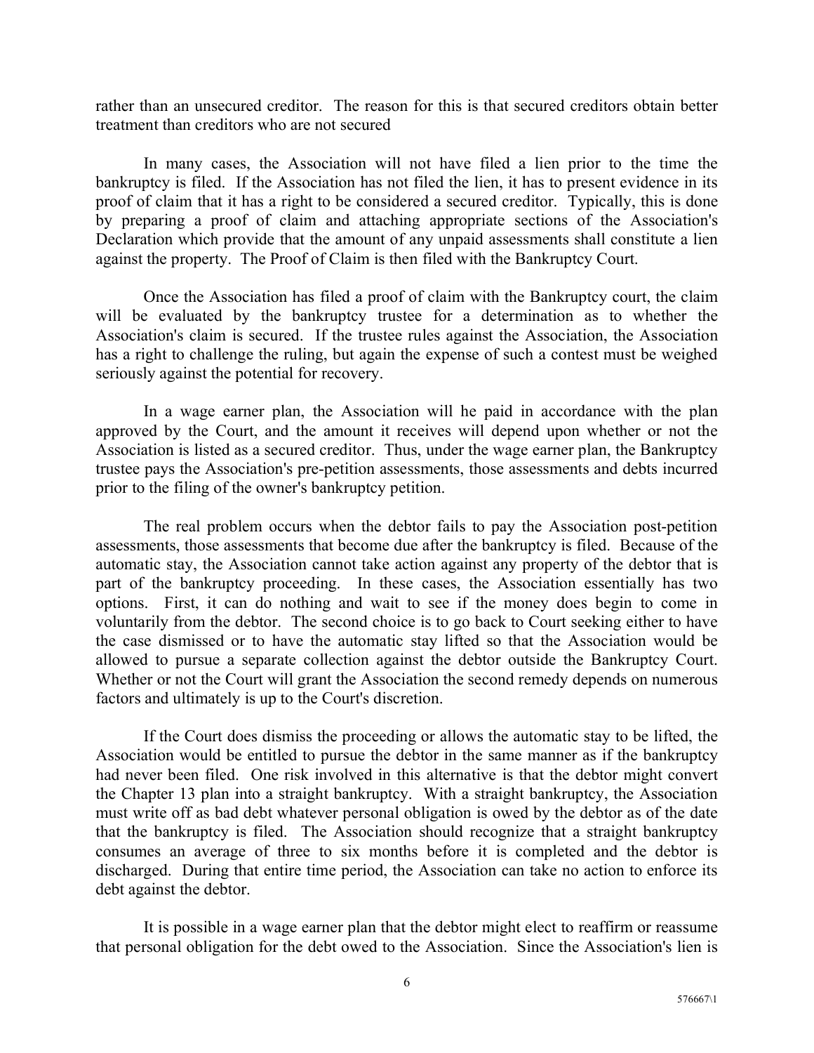rather than an unsecured creditor. The reason for this is that secured creditors obtain better treatment than creditors who are not secured

In many cases, the Association will not have filed a lien prior to the time the bankruptcy is filed. If the Association has not filed the lien, it has to present evidence in its proof of claim that it has a right to be considered a secured creditor. Typically, this is done by preparing a proof of claim and attaching appropriate sections of the Association's Declaration which provide that the amount of any unpaid assessments shall constitute a lien against the property. The Proof of Claim is then filed with the Bankruptcy Court.

Once the Association has filed a proof of claim with the Bankruptcy court, the claim will be evaluated by the bankruptcy trustee for a determination as to whether the Association's claim is secured. If the trustee rules against the Association, the Association has a right to challenge the ruling, but again the expense of such a contest must be weighed seriously against the potential for recovery.

In a wage earner plan, the Association will he paid in accordance with the plan approved by the Court, and the amount it receives will depend upon whether or not the Association is listed as a secured creditor. Thus, under the wage earner plan, the Bankruptcy trustee pays the Association's pre-petition assessments, those assessments and debts incurred prior to the filing of the owner's bankruptcy petition.

The real problem occurs when the debtor fails to pay the Association post-petition assessments, those assessments that become due after the bankruptcy is filed. Because of the automatic stay, the Association cannot take action against any property of the debtor that is part of the bankruptcy proceeding. In these cases, the Association essentially has two options. First, it can do nothing and wait to see if the money does begin to come in voluntarily from the debtor. The second choice is to go back to Court seeking either to have the case dismissed or to have the automatic stay lifted so that the Association would be allowed to pursue a separate collection against the debtor outside the Bankruptcy Court. Whether or not the Court will grant the Association the second remedy depends on numerous factors and ultimately is up to the Court's discretion.

If the Court does dismiss the proceeding or allows the automatic stay to be lifted, the Association would be entitled to pursue the debtor in the same manner as if the bankruptcy had never been filed. One risk involved in this alternative is that the debtor might convert the Chapter 13 plan into a straight bankruptcy. With a straight bankruptcy, the Association must write off as bad debt whatever personal obligation is owed by the debtor as of the date that the bankruptcy is filed. The Association should recognize that a straight bankruptcy consumes an average of three to six months before it is completed and the debtor is discharged. During that entire time period, the Association can take no action to enforce its debt against the debtor.

It is possible in a wage earner plan that the debtor might elect to reaffirm or reassume that personal obligation for the debt owed to the Association. Since the Association's lien is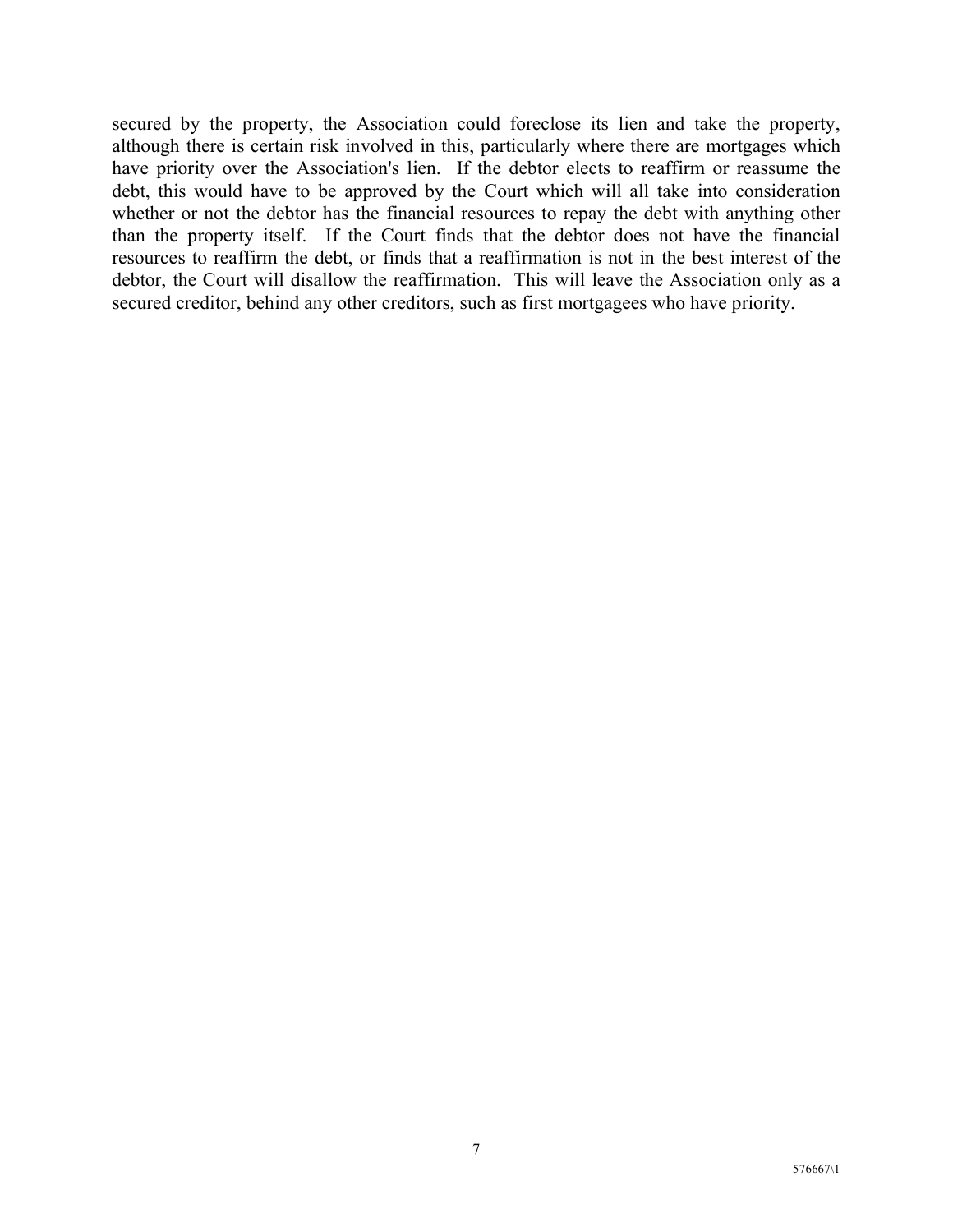secured by the property, the Association could foreclose its lien and take the property, although there is certain risk involved in this, particularly where there are mortgages which have priority over the Association's lien. If the debtor elects to reaffirm or reassume the debt, this would have to be approved by the Court which will all take into consideration whether or not the debtor has the financial resources to repay the debt with anything other than the property itself. If the Court finds that the debtor does not have the financial resources to reaffirm the debt, or finds that a reaffirmation is not in the best interest of the debtor, the Court will disallow the reaffirmation. This will leave the Association only as a secured creditor, behind any other creditors, such as first mortgagees who have priority.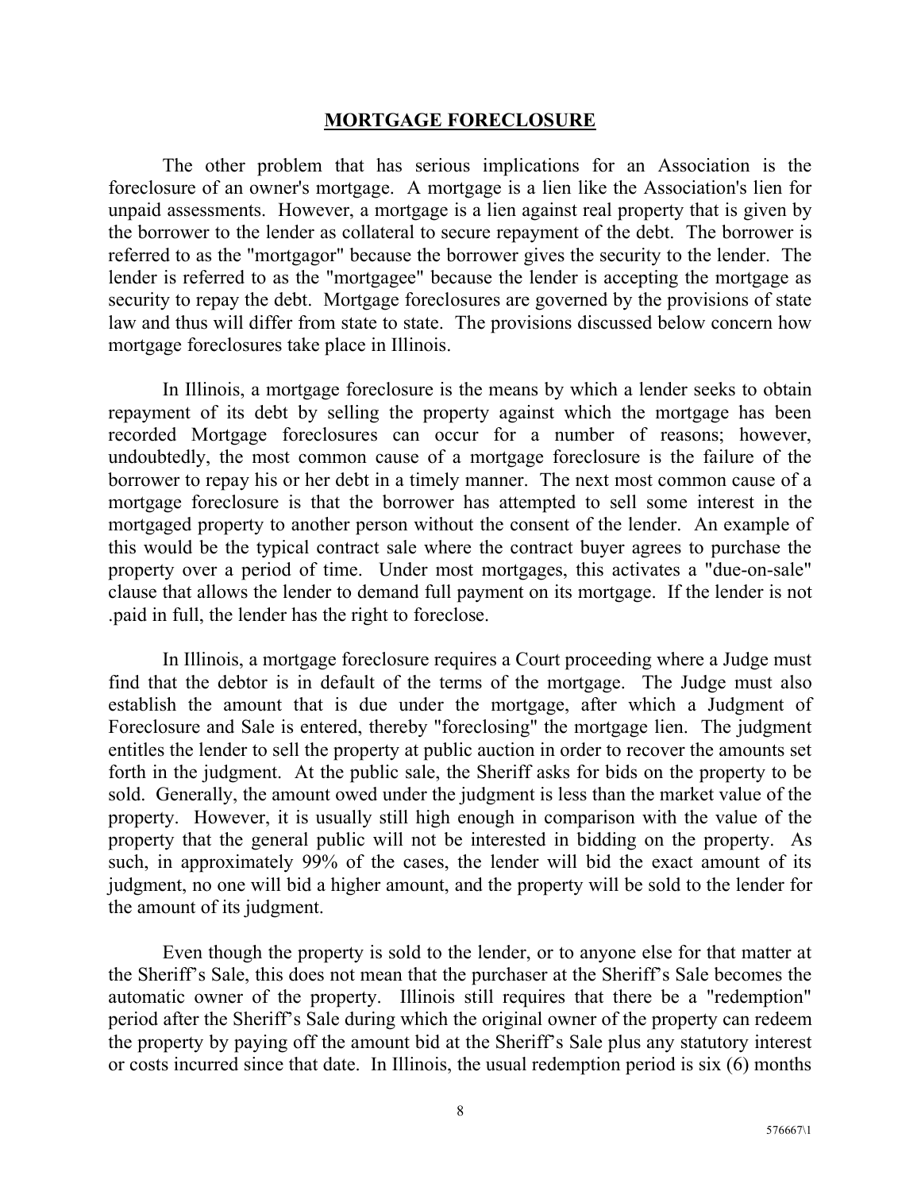## MORTGAGE FORECLOSURE

The other problem that has serious implications for an Association is the foreclosure of an owner's mortgage. A mortgage is a lien like the Association's lien for unpaid assessments. However, a mortgage is a lien against real property that is given by the borrower to the lender as collateral to secure repayment of the debt. The borrower is referred to as the "mortgagor" because the borrower gives the security to the lender. The lender is referred to as the "mortgagee" because the lender is accepting the mortgage as security to repay the debt. Mortgage foreclosures are governed by the provisions of state law and thus will differ from state to state. The provisions discussed below concern how mortgage foreclosures take place in Illinois.

In Illinois, a mortgage foreclosure is the means by which a lender seeks to obtain repayment of its debt by selling the property against which the mortgage has been recorded Mortgage foreclosures can occur for a number of reasons; however, undoubtedly, the most common cause of a mortgage foreclosure is the failure of the borrower to repay his or her debt in a timely manner. The next most common cause of a mortgage foreclosure is that the borrower has attempted to sell some interest in the mortgaged property to another person without the consent of the lender. An example of this would be the typical contract sale where the contract buyer agrees to purchase the property over a period of time. Under most mortgages, this activates a "due-on-sale" clause that allows the lender to demand full payment on its mortgage. If the lender is not .paid in full, the lender has the right to foreclose.

In Illinois, a mortgage foreclosure requires a Court proceeding where a Judge must find that the debtor is in default of the terms of the mortgage. The Judge must also establish the amount that is due under the mortgage, after which a Judgment of Foreclosure and Sale is entered, thereby "foreclosing" the mortgage lien. The judgment entitles the lender to sell the property at public auction in order to recover the amounts set forth in the judgment. At the public sale, the Sheriff asks for bids on the property to be sold. Generally, the amount owed under the judgment is less than the market value of the property. However, it is usually still high enough in comparison with the value of the property that the general public will not be interested in bidding on the property. As such, in approximately 99% of the cases, the lender will bid the exact amount of its judgment, no one will bid a higher amount, and the property will be sold to the lender for the amount of its judgment.

Even though the property is sold to the lender, or to anyone else for that matter at the Sheriff's Sale, this does not mean that the purchaser at the Sheriff's Sale becomes the automatic owner of the property. Illinois still requires that there be a "redemption" period after the Sheriff's Sale during which the original owner of the property can redeem the property by paying off the amount bid at the Sheriff's Sale plus any statutory interest or costs incurred since that date. In Illinois, the usual redemption period is six (6) months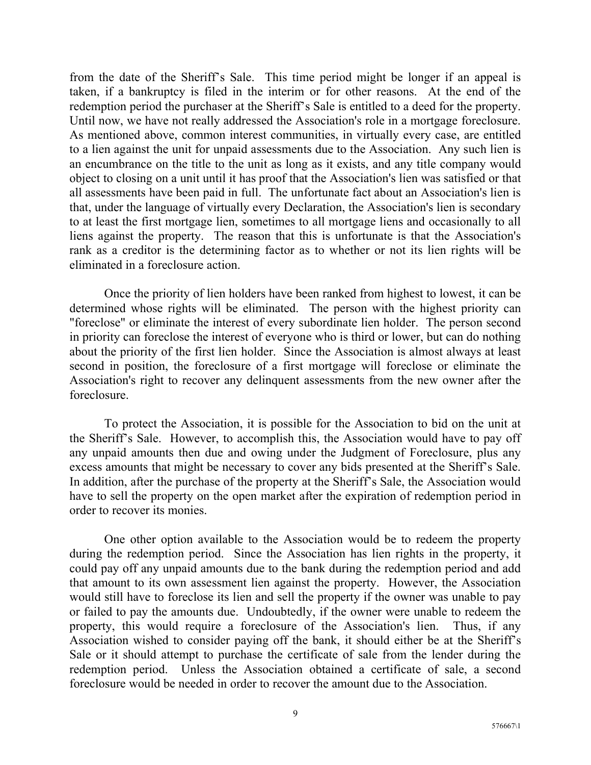from the date of the Sheriff's Sale. This time period might be longer if an appeal is taken, if a bankruptcy is filed in the interim or for other reasons. At the end of the redemption period the purchaser at the Sheriff's Sale is entitled to a deed for the property. Until now, we have not really addressed the Association's role in a mortgage foreclosure. As mentioned above, common interest communities, in virtually every case, are entitled to a lien against the unit for unpaid assessments due to the Association. Any such lien is an encumbrance on the title to the unit as long as it exists, and any title company would object to closing on a unit until it has proof that the Association's lien was satisfied or that all assessments have been paid in full. The unfortunate fact about an Association's lien is that, under the language of virtually every Declaration, the Association's lien is secondary to at least the first mortgage lien, sometimes to all mortgage liens and occasionally to all liens against the property. The reason that this is unfortunate is that the Association's rank as a creditor is the determining factor as to whether or not its lien rights will be eliminated in a foreclosure action.

Once the priority of lien holders have been ranked from highest to lowest, it can be determined whose rights will be eliminated. The person with the highest priority can "foreclose" or eliminate the interest of every subordinate lien holder. The person second in priority can foreclose the interest of everyone who is third or lower, but can do nothing about the priority of the first lien holder. Since the Association is almost always at least second in position, the foreclosure of a first mortgage will foreclose or eliminate the Association's right to recover any delinquent assessments from the new owner after the foreclosure.

To protect the Association, it is possible for the Association to bid on the unit at the Sheriff's Sale. However, to accomplish this, the Association would have to pay off any unpaid amounts then due and owing under the Judgment of Foreclosure, plus any excess amounts that might be necessary to cover any bids presented at the Sheriff's Sale. In addition, after the purchase of the property at the Sheriff's Sale, the Association would have to sell the property on the open market after the expiration of redemption period in order to recover its monies.

One other option available to the Association would be to redeem the property during the redemption period. Since the Association has lien rights in the property, it could pay off any unpaid amounts due to the bank during the redemption period and add that amount to its own assessment lien against the property. However, the Association would still have to foreclose its lien and sell the property if the owner was unable to pay or failed to pay the amounts due. Undoubtedly, if the owner were unable to redeem the property, this would require a foreclosure of the Association's lien. Thus, if any Association wished to consider paying off the bank, it should either be at the Sheriff's Sale or it should attempt to purchase the certificate of sale from the lender during the redemption period. Unless the Association obtained a certificate of sale, a second foreclosure would be needed in order to recover the amount due to the Association.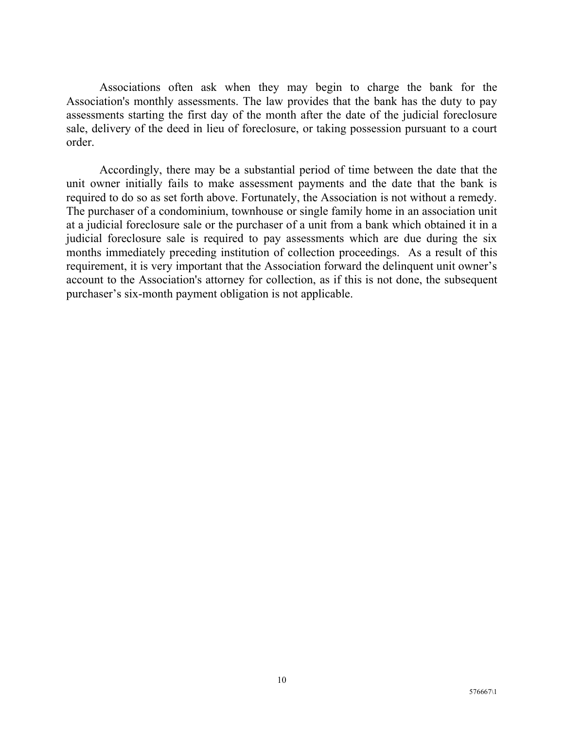Associations often ask when they may begin to charge the bank for the Association's monthly assessments. The law provides that the bank has the duty to pay assessments starting the first day of the month after the date of the judicial foreclosure sale, delivery of the deed in lieu of foreclosure, or taking possession pursuant to a court order.

Accordingly, there may be a substantial period of time between the date that the unit owner initially fails to make assessment payments and the date that the bank is required to do so as set forth above. Fortunately, the Association is not without a remedy. The purchaser of a condominium, townhouse or single family home in an association unit at a judicial foreclosure sale or the purchaser of a unit from a bank which obtained it in a judicial foreclosure sale is required to pay assessments which are due during the six months immediately preceding institution of collection proceedings. As a result of this requirement, it is very important that the Association forward the delinquent unit owner's account to the Association's attorney for collection, as if this is not done, the subsequent purchaser's six-month payment obligation is not applicable.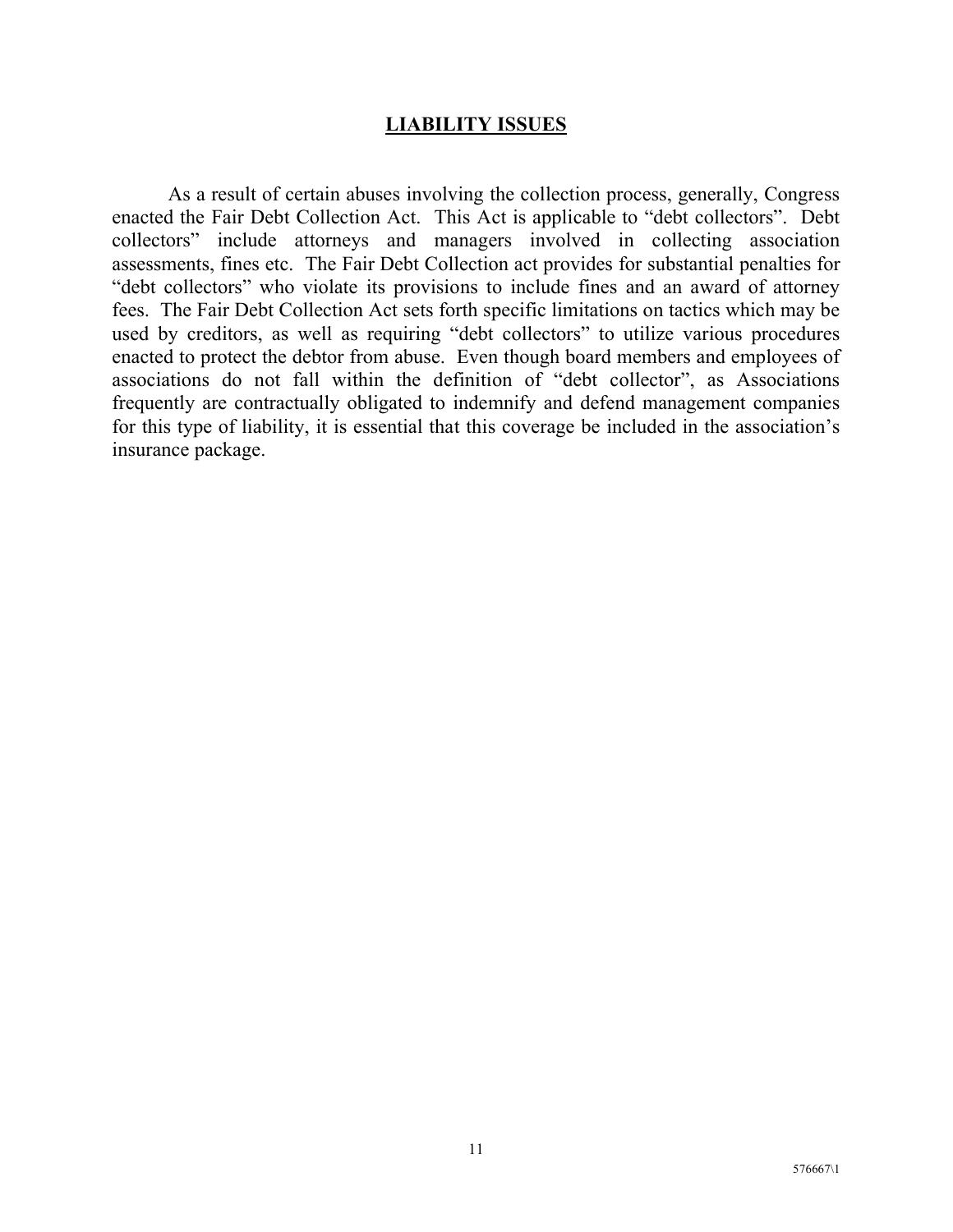## LIABILITY ISSUES

As a result of certain abuses involving the collection process, generally, Congress enacted the Fair Debt Collection Act. This Act is applicable to "debt collectors". Debt collectors" include attorneys and managers involved in collecting association assessments, fines etc. The Fair Debt Collection act provides for substantial penalties for "debt collectors" who violate its provisions to include fines and an award of attorney fees. The Fair Debt Collection Act sets forth specific limitations on tactics which may be used by creditors, as well as requiring "debt collectors" to utilize various procedures enacted to protect the debtor from abuse. Even though board members and employees of associations do not fall within the definition of "debt collector", as Associations frequently are contractually obligated to indemnify and defend management companies for this type of liability, it is essential that this coverage be included in the association's insurance package.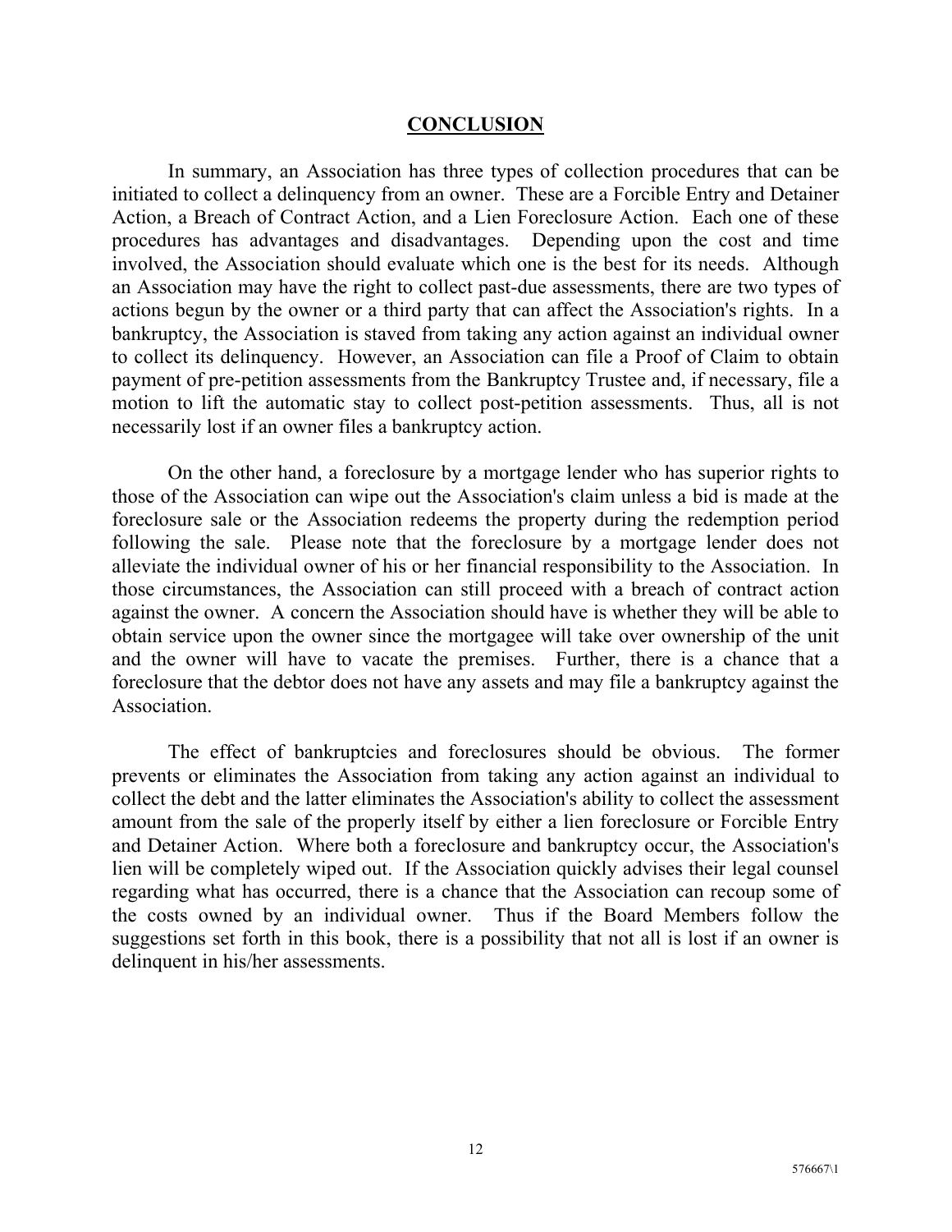## **CONCLUSION**

In summary, an Association has three types of collection procedures that can be initiated to collect a delinquency from an owner. These are a Forcible Entry and Detainer Action, a Breach of Contract Action, and a Lien Foreclosure Action. Each one of these procedures has advantages and disadvantages. Depending upon the cost and time involved, the Association should evaluate which one is the best for its needs. Although an Association may have the right to collect past-due assessments, there are two types of actions begun by the owner or a third party that can affect the Association's rights. In a bankruptcy, the Association is staved from taking any action against an individual owner to collect its delinquency. However, an Association can file a Proof of Claim to obtain payment of pre-petition assessments from the Bankruptcy Trustee and, if necessary, file a motion to lift the automatic stay to collect post-petition assessments. Thus, all is not necessarily lost if an owner files a bankruptcy action.

On the other hand, a foreclosure by a mortgage lender who has superior rights to those of the Association can wipe out the Association's claim unless a bid is made at the foreclosure sale or the Association redeems the property during the redemption period following the sale. Please note that the foreclosure by a mortgage lender does not alleviate the individual owner of his or her financial responsibility to the Association. In those circumstances, the Association can still proceed with a breach of contract action against the owner. A concern the Association should have is whether they will be able to obtain service upon the owner since the mortgagee will take over ownership of the unit and the owner will have to vacate the premises. Further, there is a chance that a foreclosure that the debtor does not have any assets and may file a bankruptcy against the Association.

The effect of bankruptcies and foreclosures should be obvious. The former prevents or eliminates the Association from taking any action against an individual to collect the debt and the latter eliminates the Association's ability to collect the assessment amount from the sale of the properly itself by either a lien foreclosure or Forcible Entry and Detainer Action. Where both a foreclosure and bankruptcy occur, the Association's lien will be completely wiped out. If the Association quickly advises their legal counsel regarding what has occurred, there is a chance that the Association can recoup some of the costs owned by an individual owner. Thus if the Board Members follow the suggestions set forth in this book, there is a possibility that not all is lost if an owner is delinquent in his/her assessments.

576667\1